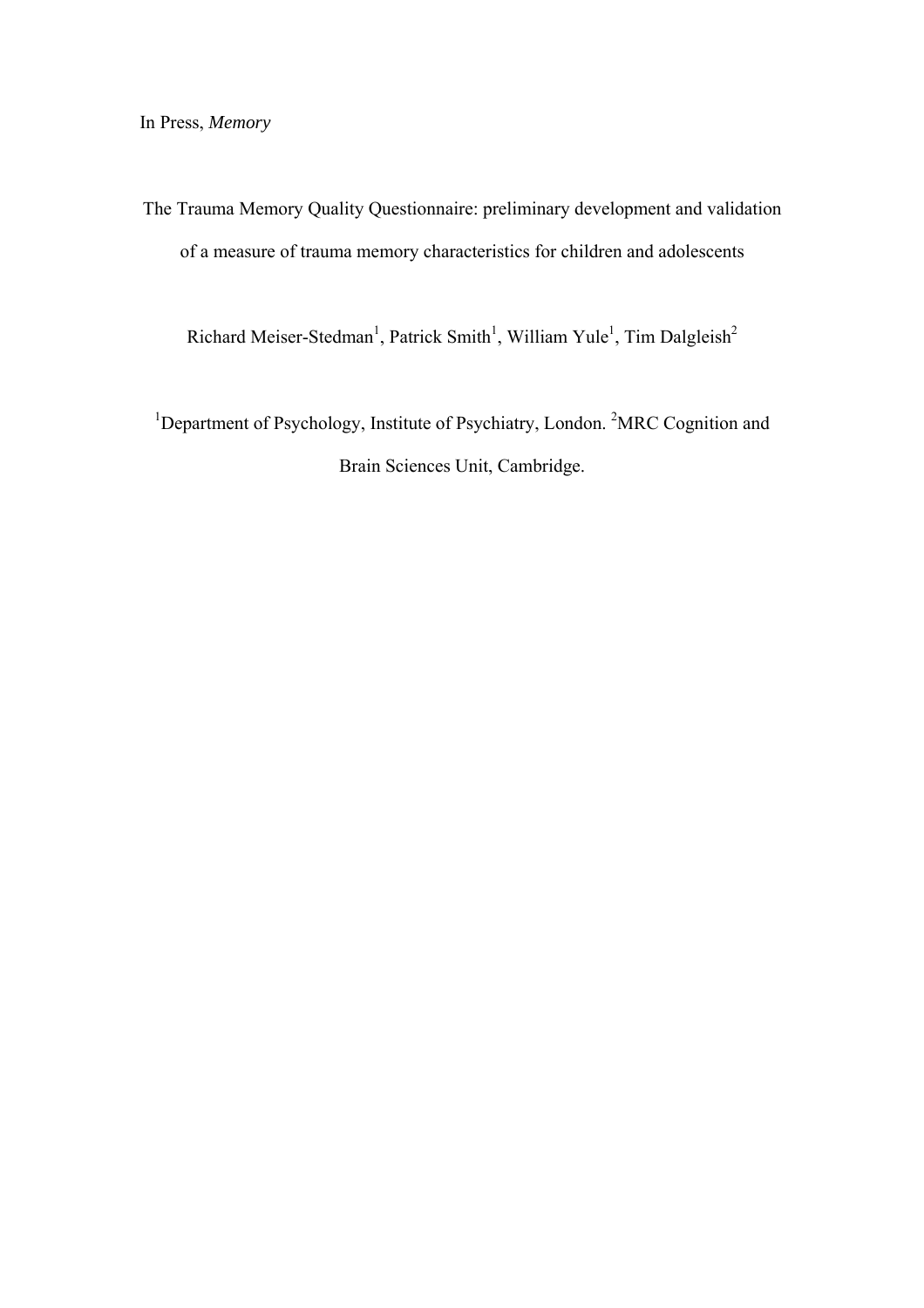In Press, *Memory*

# The Trauma Memory Quality Questionnaire: preliminary development and validation of a measure of trauma memory characteristics for children and adolescents

Richard Meiser-Stedman[1], Patrick Smith[1], William Yule[1], Tim Dalgleish[2]

[1]Department of Psychology, Institute of Psychiatry, London. [2]MRC Cognition and Brain Sciences Unit, Cambridge.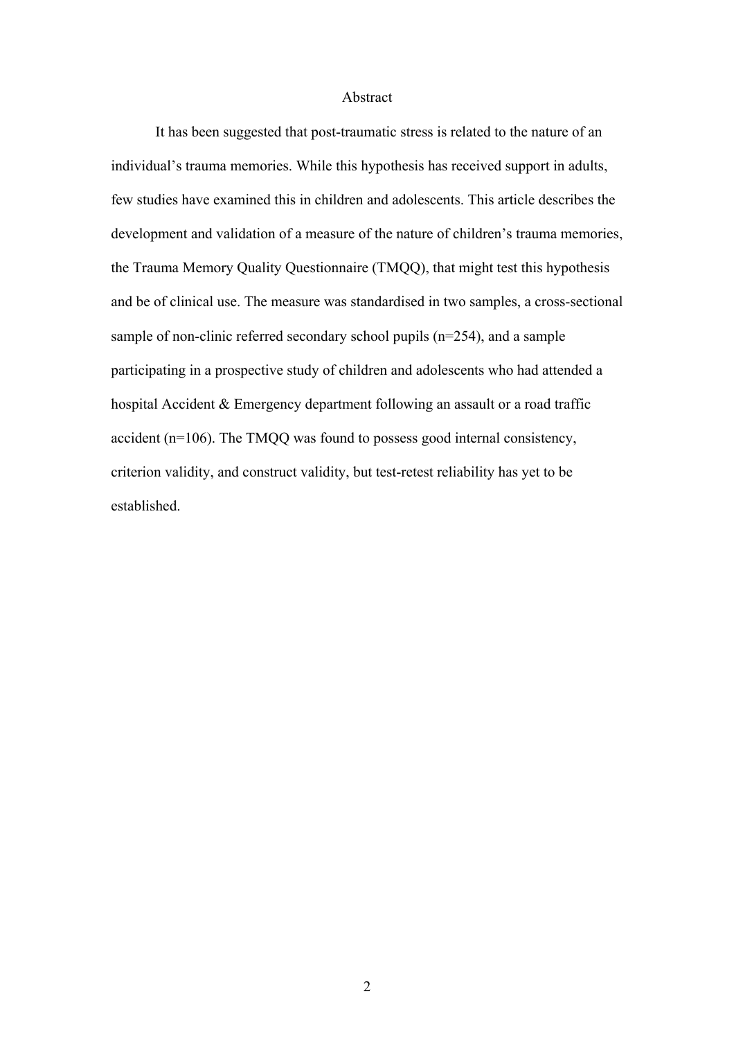# Abstract

It has been suggested that post-traumatic stress is related to the nature of an individual's trauma memories. While this hypothesis has received support in adults, few studies have examined this in children and adolescents. This article describes the development and validation of a measure of the nature of children's trauma memories, the Trauma Memory Quality Questionnaire (TMQQ), that might test this hypothesis and be of clinical use. The measure was standardised in two samples, a cross-sectional sample of non-clinic referred secondary school pupils (n=254), and a sample participating in a prospective study of children and adolescents who had attended a hospital Accident & Emergency department following an assault or a road traffic accident (n=106). The TMQQ was found to possess good internal consistency, criterion validity, and construct validity, but test-retest reliability has yet to be established.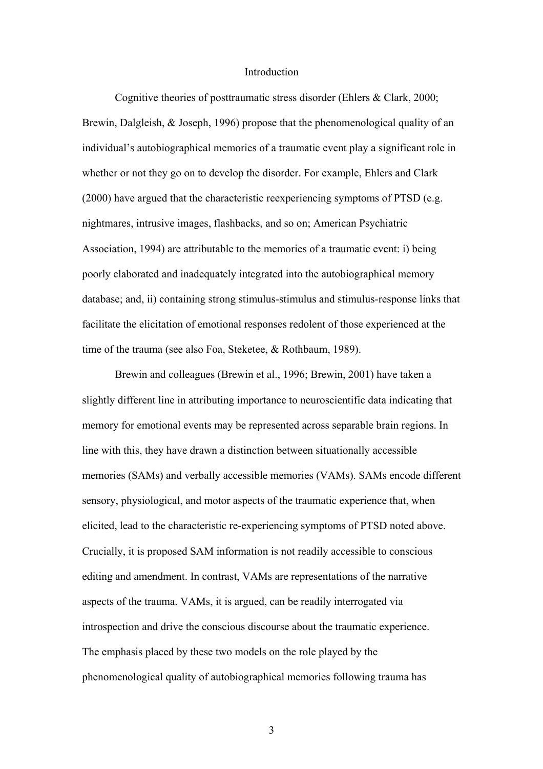# Introduction

Cognitive theories of posttraumatic stress disorder (Ehlers & Clark, 2000; Brewin, Dalgleish, & Joseph, 1996) propose that the phenomenological quality of an individual's autobiographical memories of a traumatic event play a significant role in whether or not they go on to develop the disorder. For example, Ehlers and Clark (2000) have argued that the characteristic reexperiencing symptoms of PTSD (e.g. nightmares, intrusive images, flashbacks, and so on; American Psychiatric Association, 1994) are attributable to the memories of a traumatic event: i) being poorly elaborated and inadequately integrated into the autobiographical memory database; and, ii) containing strong stimulus-stimulus and stimulus-response links that facilitate the elicitation of emotional responses redolent of those experienced at the time of the trauma (see also Foa, Steketee, & Rothbaum, 1989).

Brewin and colleagues (Brewin et al., 1996; Brewin, 2001) have taken a slightly different line in attributing importance to neuroscientific data indicating that memory for emotional events may be represented across separable brain regions. In line with this, they have drawn a distinction between situationally accessible memories (SAMs) and verbally accessible memories (VAMs). SAMs encode different sensory, physiological, and motor aspects of the traumatic experience that, when elicited, lead to the characteristic re-experiencing symptoms of PTSD noted above. Crucially, it is proposed SAM information is not readily accessible to conscious editing and amendment. In contrast, VAMs are representations of the narrative aspects of the trauma. VAMs, it is argued, can be readily interrogated via introspection and drive the conscious discourse about the traumatic experience.

The emphasis placed by these two models on the role played by the phenomenological quality of autobiographical memories following trauma has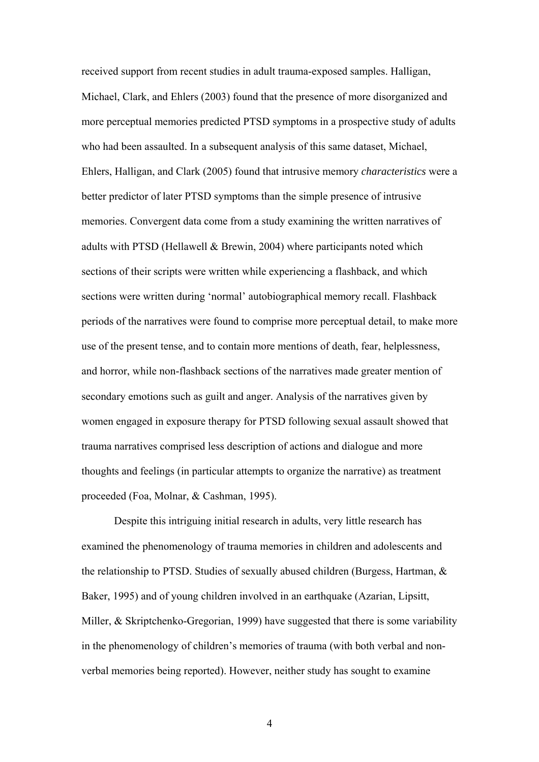received support from recent studies in adult trauma-exposed samples. Halligan, Michael, Clark, and Ehlers (2003) found that the presence of more disorganized and more perceptual memories predicted PTSD symptoms in a prospective study of adults who had been assaulted. In a subsequent analysis of this same dataset, Michael, Ehlers, Halligan, and Clark (2005) found that intrusive memory *characteristics* were a better predictor of later PTSD symptoms than the simple presence of intrusive memories. Convergent data come from a study examining the written narratives of adults with PTSD (Hellawell & Brewin, 2004) where participants noted which sections of their scripts were written while experiencing a flashback, and which sections were written during 'normal' autobiographical memory recall. Flashback periods of the narratives were found to comprise more perceptual detail, to make more use of the present tense, and to contain more mentions of death, fear, helplessness, and horror, while non-flashback sections of the narratives made greater mention of secondary emotions such as guilt and anger. Analysis of the narratives given by women engaged in exposure therapy for PTSD following sexual assault showed that trauma narratives comprised less description of actions and dialogue and more thoughts and feelings (in particular attempts to organize the narrative) as treatment proceeded (Foa, Molnar, & Cashman, 1995).

Despite this intriguing initial research in adults, very little research has examined the phenomenology of trauma memories in children and adolescents and the relationship to PTSD. Studies of sexually abused children (Burgess, Hartman, & Baker, 1995) and of young children involved in an earthquake (Azarian, Lipsitt, Miller, & Skriptchenko-Gregorian, 1999) have suggested that there is some variability in the phenomenology of children's memories of trauma (with both verbal and non-verbal memories being reported). However, neither study has sought to examine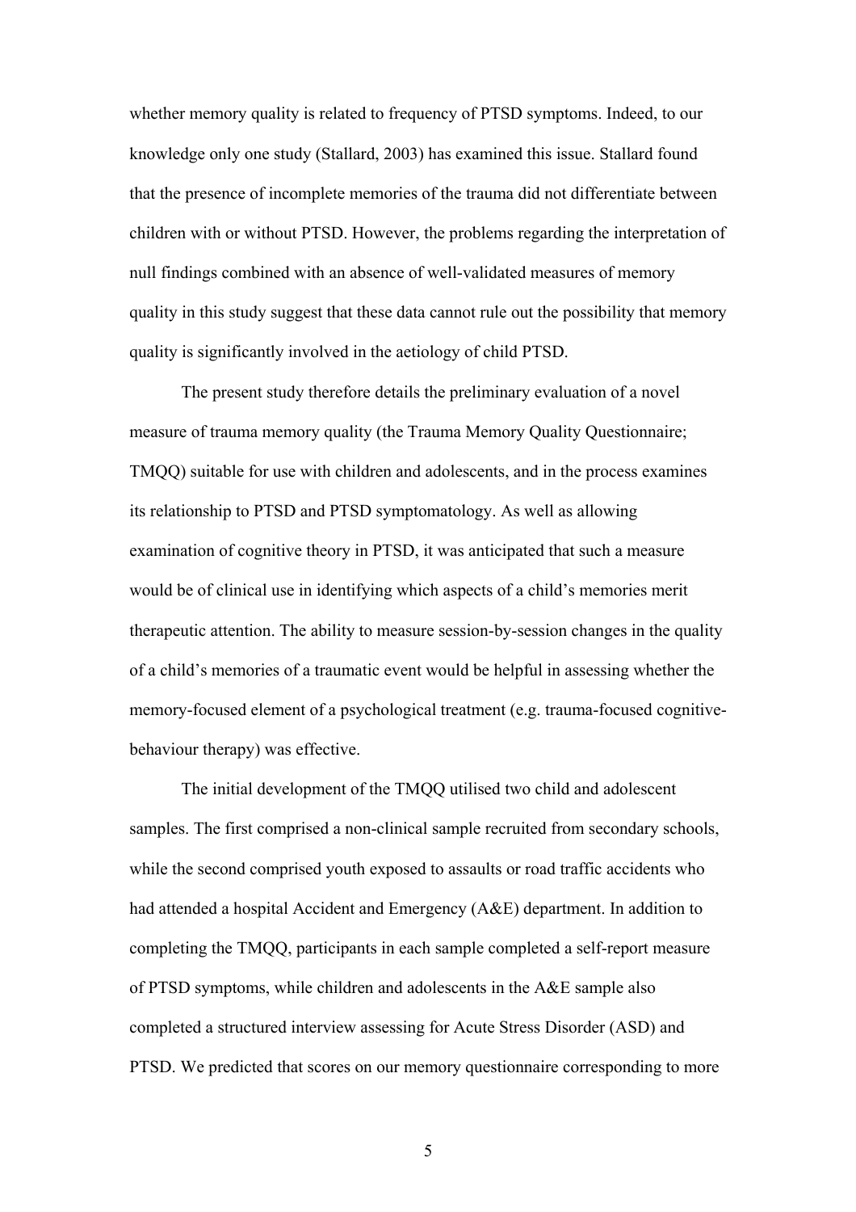whether memory quality is related to frequency of PTSD symptoms. Indeed, to our knowledge only one study (Stallard, 2003) has examined this issue. Stallard found that the presence of incomplete memories of the trauma did not differentiate between children with or without PTSD. However, the problems regarding the interpretation of null findings combined with an absence of well-validated measures of memory quality in this study suggest that these data cannot rule out the possibility that memory quality is significantly involved in the aetiology of child PTSD.

The present study therefore details the preliminary evaluation of a novel measure of trauma memory quality (the Trauma Memory Quality Questionnaire; TMQQ) suitable for use with children and adolescents, and in the process examines its relationship to PTSD and PTSD symptomatology. As well as allowing examination of cognitive theory in PTSD, it was anticipated that such a measure would be of clinical use in identifying which aspects of a child's memories merit therapeutic attention. The ability to measure session-by-session changes in the quality of a child's memories of a traumatic event would be helpful in assessing whether the memory-focused element of a psychological treatment (e.g. trauma-focused cognitive-behaviour therapy) was effective.

The initial development of the TMQQ utilised two child and adolescent samples. The first comprised a non-clinical sample recruited from secondary schools, while the second comprised youth exposed to assaults or road traffic accidents who had attended a hospital Accident and Emergency (A&E) department. In addition to completing the TMQQ, participants in each sample completed a self-report measure of PTSD symptoms, while children and adolescents in the A&E sample also completed a structured interview assessing for Acute Stress Disorder (ASD) and PTSD. We predicted that scores on our memory questionnaire corresponding to more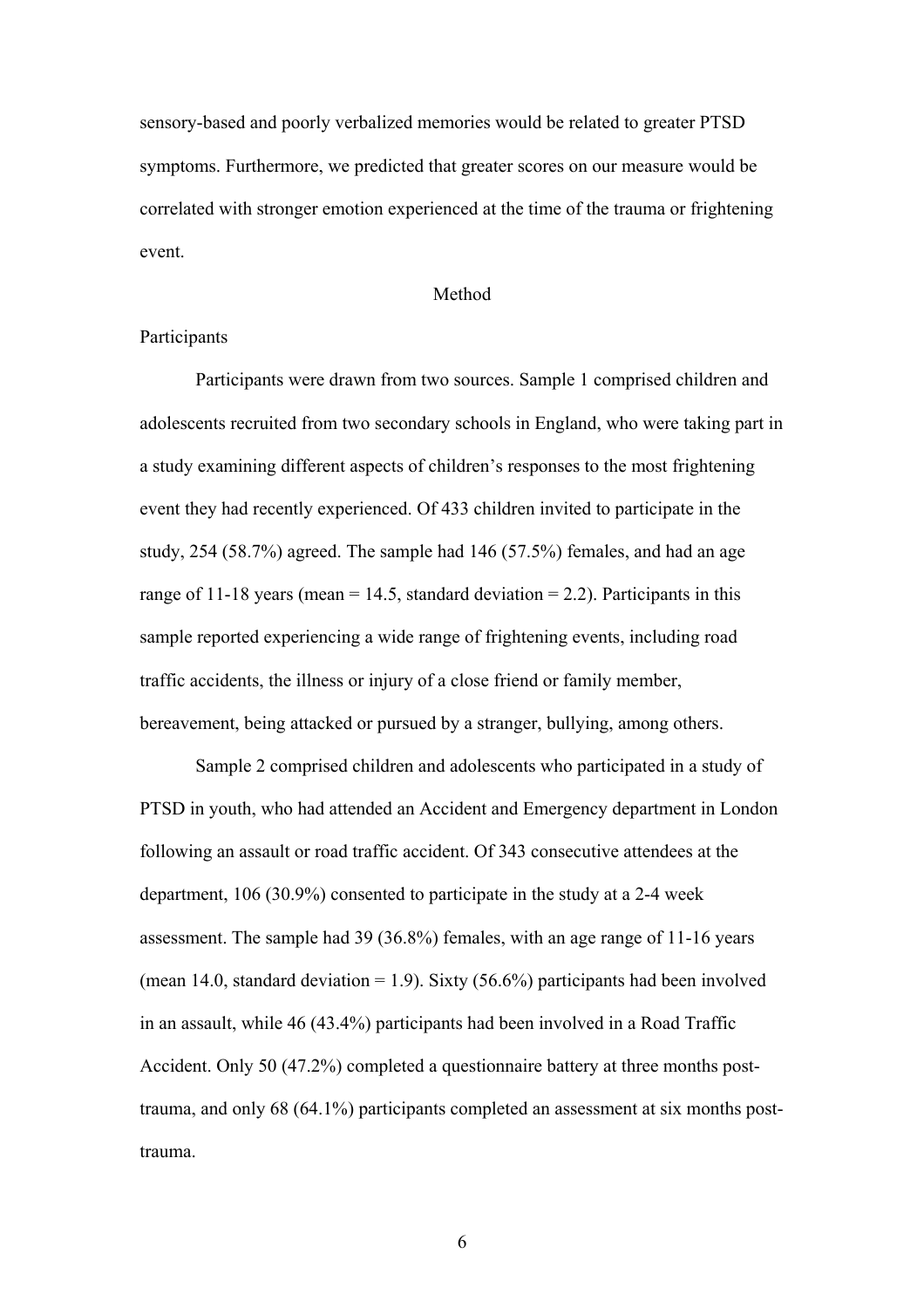sensory-based and poorly verbalized memories would be related to greater PTSD symptoms. Furthermore, we predicted that greater scores on our measure would be correlated with stronger emotion experienced at the time of the trauma or frightening event.

## Method

### Participants

Participants were drawn from two sources. Sample 1 comprised children and adolescents recruited from two secondary schools in England, who were taking part in a study examining different aspects of children's responses to the most frightening event they had recently experienced. Of 433 children invited to participate in the study, 254 (58.7%) agreed. The sample had 146 (57.5%) females, and had an age range of 11-18 years (mean = 14.5, standard deviation = 2.2). Participants in this sample reported experiencing a wide range of frightening events, including road traffic accidents, the illness or injury of a close friend or family member, bereavement, being attacked or pursued by a stranger, bullying, among others.

Sample 2 comprised children and adolescents who participated in a study of PTSD in youth, who had attended an Accident and Emergency department in London following an assault or road traffic accident. Of 343 consecutive attendees at the department, 106 (30.9%) consented to participate in the study at a 2-4 week assessment. The sample had 39 (36.8%) females, with an age range of 11-16 years (mean 14.0, standard deviation = 1.9). Sixty (56.6%) participants had been involved in an assault, while 46 (43.4%) participants had been involved in a Road Traffic Accident. Only 50 (47.2%) completed a questionnaire battery at three months post-trauma, and only 68 (64.1%) participants completed an assessment at six months post-trauma.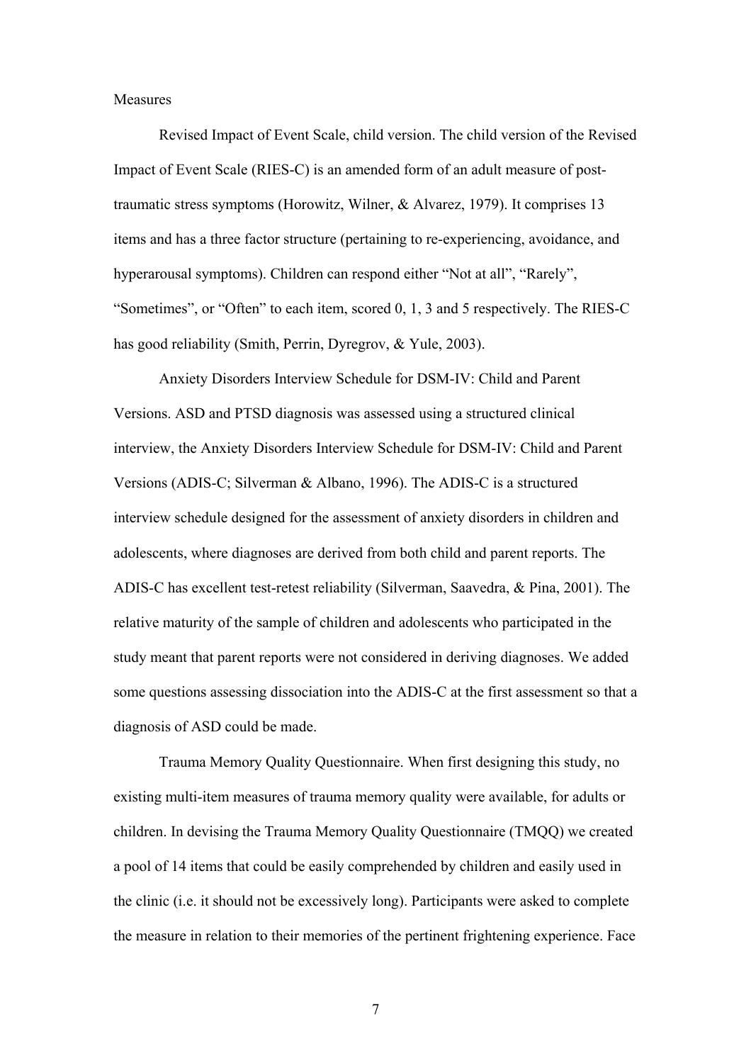## Measures

Revised Impact of Event Scale, child version. The child version of the Revised Impact of Event Scale (RIES-C) is an amended form of an adult measure of post-traumatic stress symptoms (Horowitz, Wilner, & Alvarez, 1979). It comprises 13 items and has a three factor structure (pertaining to re-experiencing, avoidance, and hyperarousal symptoms). Children can respond either "Not at all", "Rarely", "Sometimes", or "Often" to each item, scored 0, 1, 3 and 5 respectively. The RIES-C has good reliability (Smith, Perrin, Dyregrov, & Yule, 2003).

Anxiety Disorders Interview Schedule for DSM-IV: Child and Parent Versions. ASD and PTSD diagnosis was assessed using a structured clinical interview, the Anxiety Disorders Interview Schedule for DSM-IV: Child and Parent Versions (ADIS-C; Silverman & Albano, 1996). The ADIS-C is a structured interview schedule designed for the assessment of anxiety disorders in children and adolescents, where diagnoses are derived from both child and parent reports. The ADIS-C has excellent test-retest reliability (Silverman, Saavedra, & Pina, 2001). The relative maturity of the sample of children and adolescents who participated in the study meant that parent reports were not considered in deriving diagnoses. We added some questions assessing dissociation into the ADIS-C at the first assessment so that a diagnosis of ASD could be made.

Trauma Memory Quality Questionnaire. When first designing this study, no existing multi-item measures of trauma memory quality were available, for adults or children. In devising the Trauma Memory Quality Questionnaire (TMQQ) we created a pool of 14 items that could be easily comprehended by children and easily used in the clinic (i.e. it should not be excessively long). Participants were asked to complete the measure in relation to their memories of the pertinent frightening experience. Face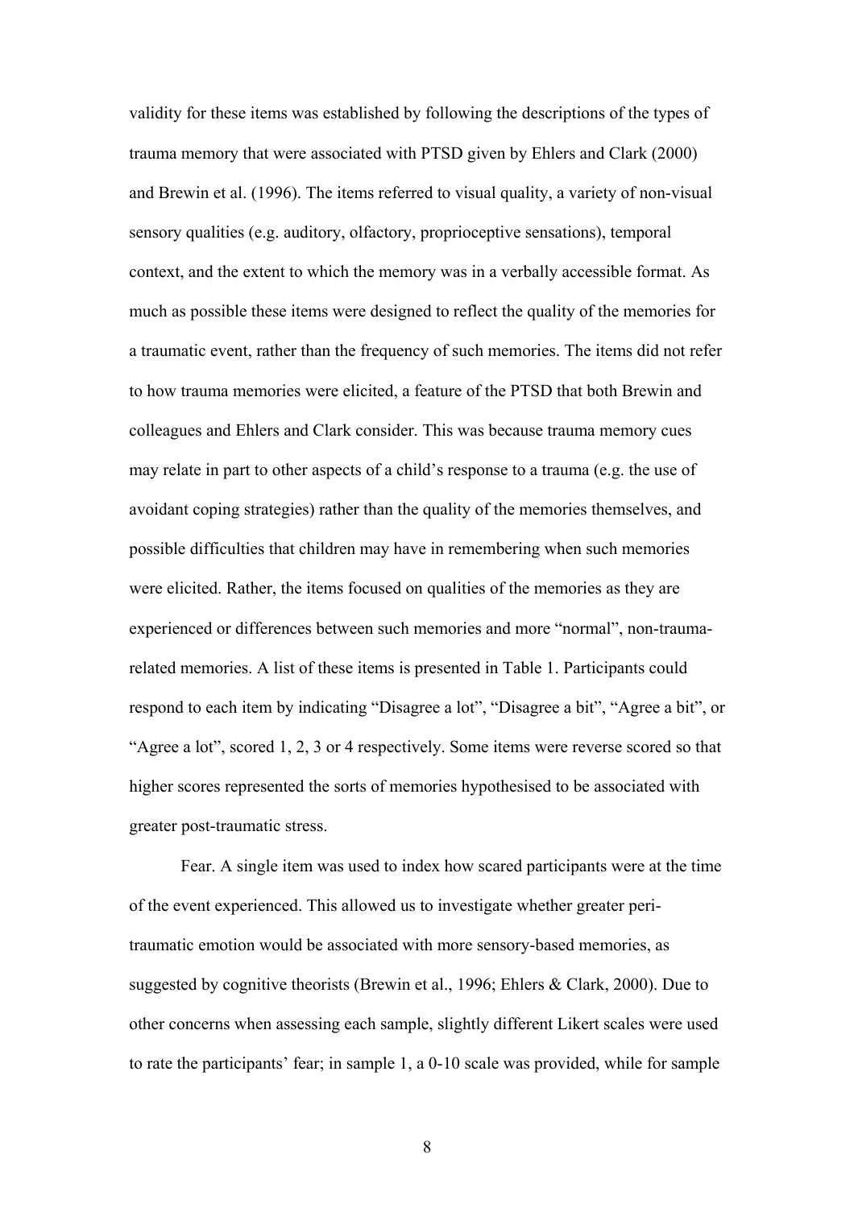validity for these items was established by following the descriptions of the types of trauma memory that were associated with PTSD given by Ehlers and Clark (2000) and Brewin et al. (1996). The items referred to visual quality, a variety of non-visual sensory qualities (e.g. auditory, olfactory, proprioceptive sensations), temporal context, and the extent to which the memory was in a verbally accessible format. As much as possible these items were designed to reflect the quality of the memories for a traumatic event, rather than the frequency of such memories. The items did not refer to how trauma memories were elicited, a feature of the PTSD that both Brewin and colleagues and Ehlers and Clark consider. This was because trauma memory cues may relate in part to other aspects of a child's response to a trauma (e.g. the use of avoidant coping strategies) rather than the quality of the memories themselves, and possible difficulties that children may have in remembering when such memories were elicited. Rather, the items focused on qualities of the memories as they are experienced or differences between such memories and more "normal", non-trauma-related memories. A list of these items is presented in Table 1. Participants could respond to each item by indicating "Disagree a lot", "Disagree a bit", "Agree a bit", or "Agree a lot", scored 1, 2, 3 or 4 respectively. Some items were reverse scored so that higher scores represented the sorts of memories hypothesised to be associated with greater post-traumatic stress.

Fear. A single item was used to index how scared participants were at the time of the event experienced. This allowed us to investigate whether greater peri-traumatic emotion would be associated with more sensory-based memories, as suggested by cognitive theorists (Brewin et al., 1996; Ehlers & Clark, 2000). Due to other concerns when assessing each sample, slightly different Likert scales were used to rate the participants' fear; in sample 1, a 0-10 scale was provided, while for sample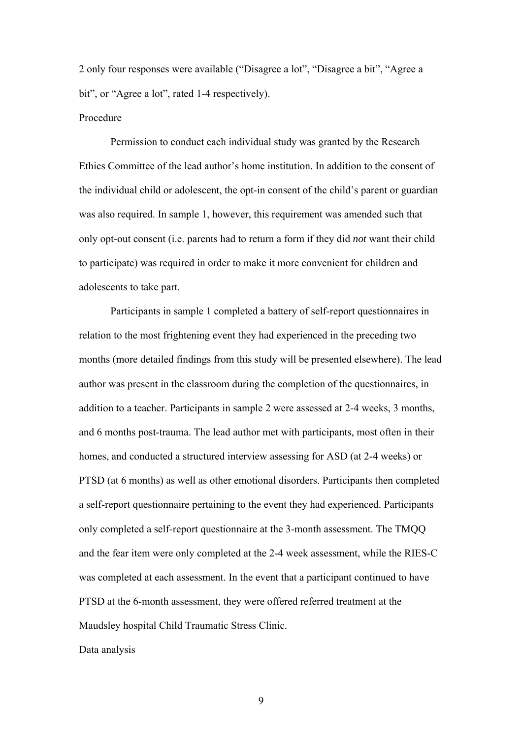2 only four responses were available ("Disagree a lot", "Disagree a bit", "Agree a bit", or "Agree a lot", rated 1-4 respectively).

Procedure

Permission to conduct each individual study was granted by the Research Ethics Committee of the lead author's home institution. In addition to the consent of the individual child or adolescent, the opt-in consent of the child's parent or guardian was also required. In sample 1, however, this requirement was amended such that only opt-out consent (i.e. parents had to return a form if they did *not* want their child to participate) was required in order to make it more convenient for children and adolescents to take part.

Participants in sample 1 completed a battery of self-report questionnaires in relation to the most frightening event they had experienced in the preceding two months (more detailed findings from this study will be presented elsewhere). The lead author was present in the classroom during the completion of the questionnaires, in addition to a teacher. Participants in sample 2 were assessed at 2-4 weeks, 3 months, and 6 months post-trauma. The lead author met with participants, most often in their homes, and conducted a structured interview assessing for ASD (at 2-4 weeks) or PTSD (at 6 months) as well as other emotional disorders. Participants then completed a self-report questionnaire pertaining to the event they had experienced. Participants only completed a self-report questionnaire at the 3-month assessment. The TMQQ and the fear item were only completed at the 2-4 week assessment, while the RIES-C was completed at each assessment. In the event that a participant continued to have PTSD at the 6-month assessment, they were offered referred treatment at the Maudsley hospital Child Traumatic Stress Clinic.

Data analysis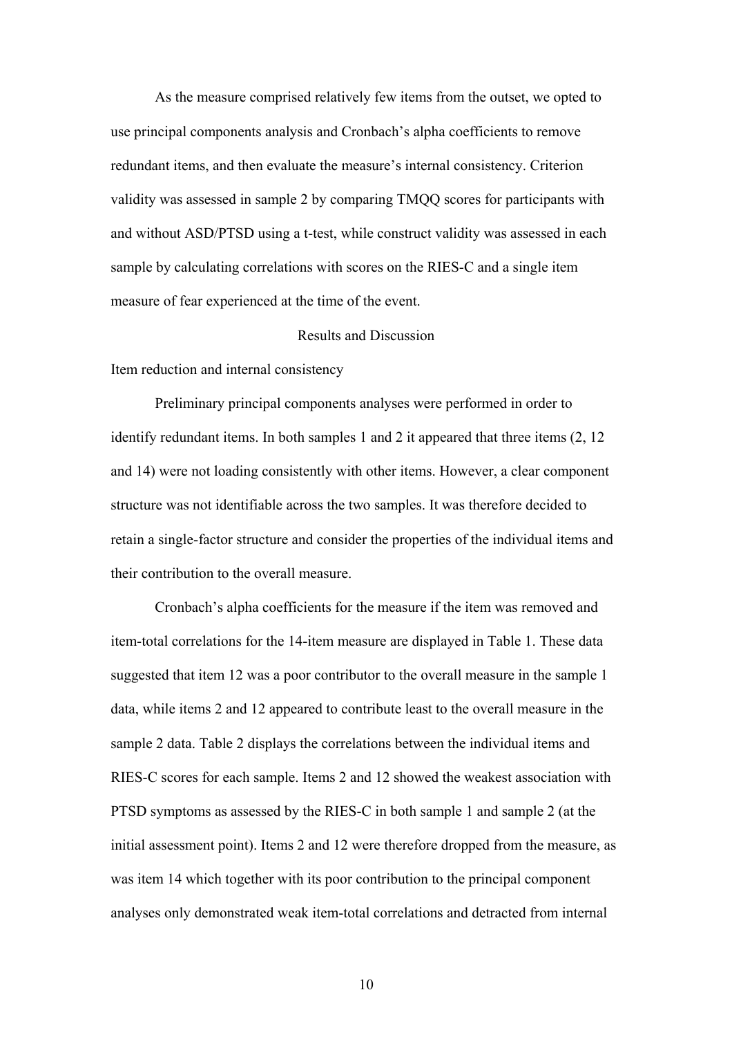As the measure comprised relatively few items from the outset, we opted to use principal components analysis and Cronbach's alpha coefficients to remove redundant items, and then evaluate the measure's internal consistency. Criterion validity was assessed in sample 2 by comparing TMQQ scores for participants with and without ASD/PTSD using a t-test, while construct validity was assessed in each sample by calculating correlations with scores on the RIES-C and a single item measure of fear experienced at the time of the event.

## Results and Discussion

### Item reduction and internal consistency

Preliminary principal components analyses were performed in order to identify redundant items. In both samples 1 and 2 it appeared that three items (2, 12 and 14) were not loading consistently with other items. However, a clear component structure was not identifiable across the two samples. It was therefore decided to retain a single-factor structure and consider the properties of the individual items and their contribution to the overall measure.

Cronbach's alpha coefficients for the measure if the item was removed and item-total correlations for the 14-item measure are displayed in Table 1. These data suggested that item 12 was a poor contributor to the overall measure in the sample 1 data, while items 2 and 12 appeared to contribute least to the overall measure in the sample 2 data. Table 2 displays the correlations between the individual items and RIES-C scores for each sample. Items 2 and 12 showed the weakest association with PTSD symptoms as assessed by the RIES-C in both sample 1 and sample 2 (at the initial assessment point). Items 2 and 12 were therefore dropped from the measure, as was item 14 which together with its poor contribution to the principal component analyses only demonstrated weak item-total correlations and detracted from internal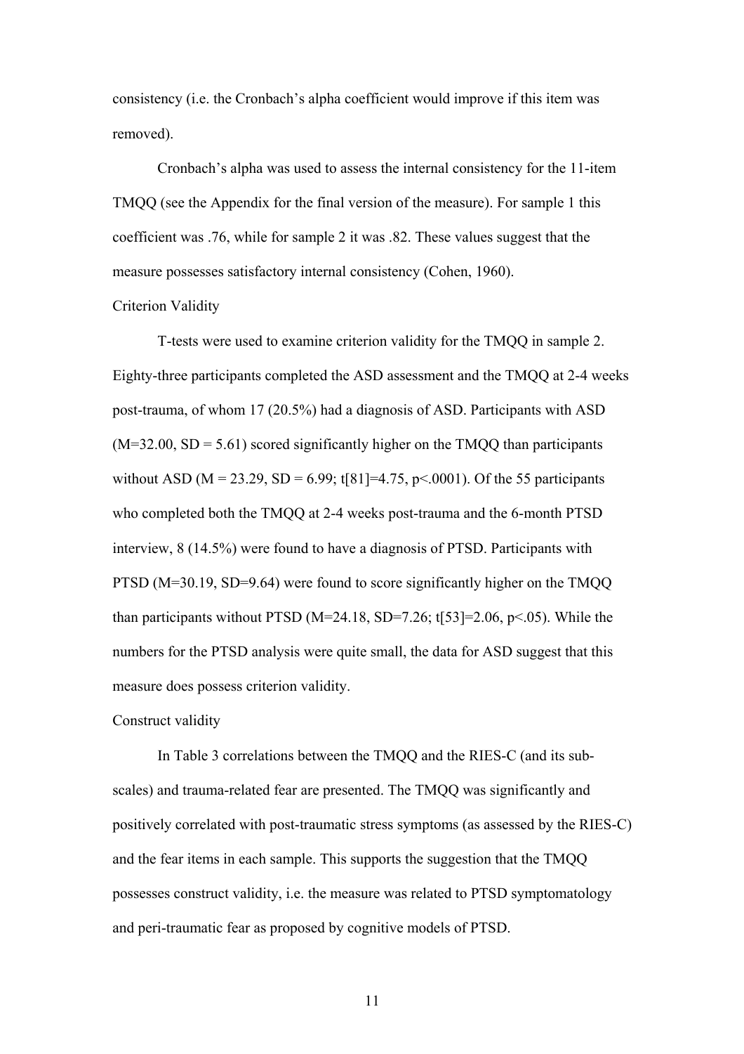consistency (i.e. the Cronbach's alpha coefficient would improve if this item was removed).

Cronbach's alpha was used to assess the internal consistency for the 11-item TMQQ (see the Appendix for the final version of the measure). For sample 1 this coefficient was .76, while for sample 2 it was .82. These values suggest that the measure possesses satisfactory internal consistency (Cohen, 1960).

### Criterion Validity

T-tests were used to examine criterion validity for the TMQQ in sample 2. Eighty-three participants completed the ASD assessment and the TMQQ at 2-4 weeks post-trauma, of whom 17 (20.5%) had a diagnosis of ASD. Participants with ASD ($M=32.00$, $SD = 5.61$) scored significantly higher on the TMQQ than participants without ASD ($M = 23.29$, $SD = 6.99$; $t[81]=4.75$, $p<.0001$). Of the 55 participants who completed both the TMQQ at 2-4 weeks post-trauma and the 6-month PTSD interview, 8 (14.5%) were found to have a diagnosis of PTSD. Participants with PTSD ($M=30.19$, $SD=9.64$) were found to score significantly higher on the TMQQ than participants without PTSD ($M=24.18$, $SD=7.26$; $t[53]=2.06$, $p<.05$). While the numbers for the PTSD analysis were quite small, the data for ASD suggest that this measure does possess criterion validity.

### Construct validity

In Table 3 correlations between the TMQQ and the RIES-C (and its sub-scales) and trauma-related fear are presented. The TMQQ was significantly and positively correlated with post-traumatic stress symptoms (as assessed by the RIES-C) and the fear items in each sample. This supports the suggestion that the TMQQ possesses construct validity, i.e. the measure was related to PTSD symptomatology and peri-traumatic fear as proposed by cognitive models of PTSD.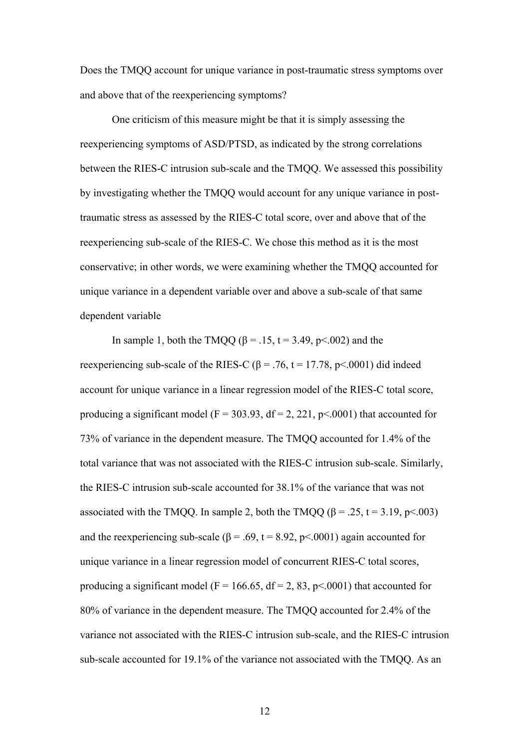Does the TMQQ account for unique variance in post-traumatic stress symptoms over and above that of the reexperiencing symptoms?

One criticism of this measure might be that it is simply assessing the reexperiencing symptoms of ASD/PTSD, as indicated by the strong correlations between the RIES-C intrusion sub-scale and the TMQQ. We assessed this possibility by investigating whether the TMQQ would account for any unique variance in post-traumatic stress as assessed by the RIES-C total score, over and above that of the reexperiencing sub-scale of the RIES-C. We chose this method as it is the most conservative; in other words, we were examining whether the TMQQ accounted for unique variance in a dependent variable over and above a sub-scale of that same dependent variable

In sample 1, both the TMQQ ($\beta = .15$, $t = 3.49$, $p<.002$) and the reexperiencing sub-scale of the RIES-C ($\beta = .76$, $t = 17.78$, $p<.0001$) did indeed account for unique variance in a linear regression model of the RIES-C total score, producing a significant model ($F = 303.93$, $df = 2, 221$, $p<.0001$) that accounted for 73% of variance in the dependent measure. The TMQQ accounted for 1.4% of the total variance that was not associated with the RIES-C intrusion sub-scale. Similarly, the RIES-C intrusion sub-scale accounted for 38.1% of the variance that was not associated with the TMQQ. In sample 2, both the TMQQ ($\beta = .25$, $t = 3.19$, $p<.003$) and the reexperiencing sub-scale ($\beta = .69$, $t = 8.92$, $p<.0001$) again accounted for unique variance in a linear regression model of concurrent RIES-C total scores, producing a significant model ($F = 166.65$, $df = 2, 83$, $p<.0001$) that accounted for 80% of variance in the dependent measure. The TMQQ accounted for 2.4% of the variance not associated with the RIES-C intrusion sub-scale, and the RIES-C intrusion sub-scale accounted for 19.1% of the variance not associated with the TMQQ. As an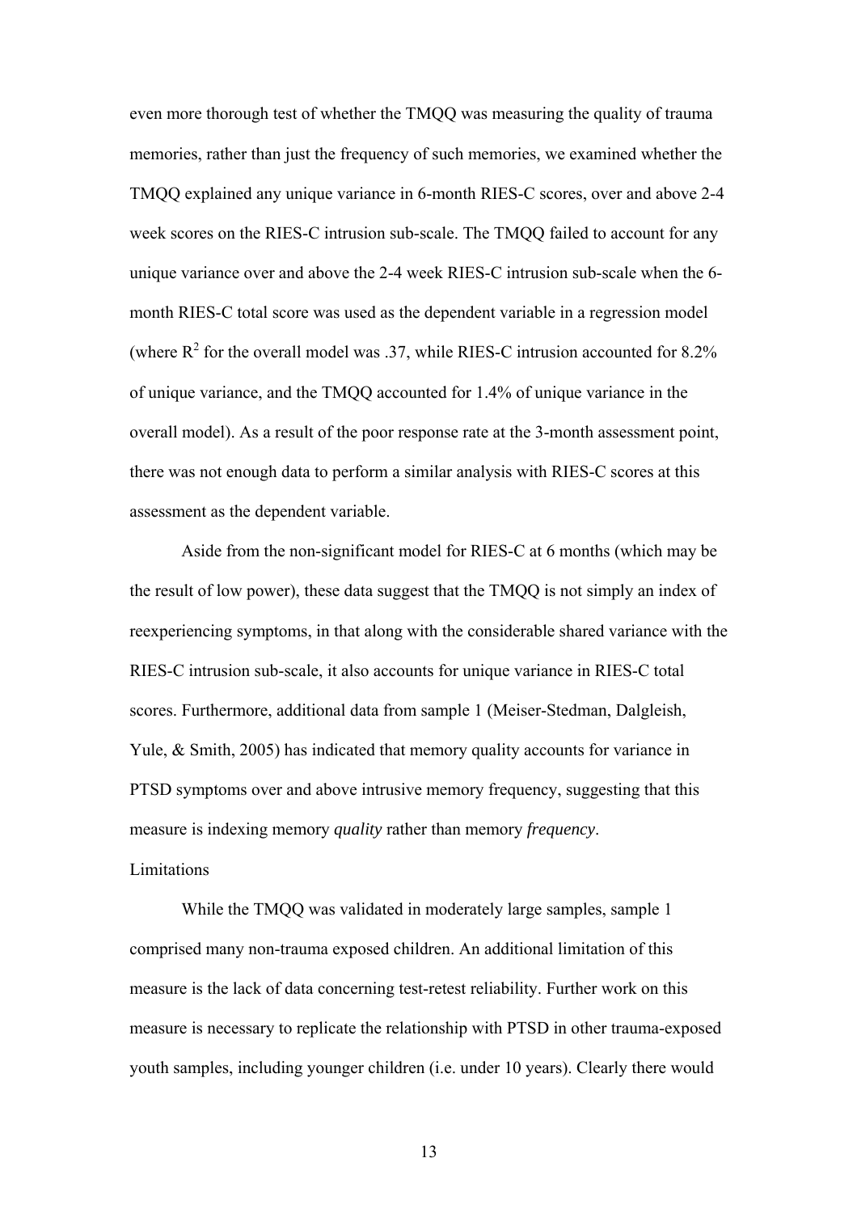even more thorough test of whether the TMQQ was measuring the quality of trauma memories, rather than just the frequency of such memories, we examined whether the TMQQ explained any unique variance in 6-month RIES-C scores, over and above 2-4 week scores on the RIES-C intrusion sub-scale. The TMQQ failed to account for any unique variance over and above the 2-4 week RIES-C intrusion sub-scale when the 6-month RIES-C total score was used as the dependent variable in a regression model (where $R^2$ for the overall model was .37, while RIES-C intrusion accounted for 8.2% of unique variance, and the TMQQ accounted for 1.4% of unique variance in the overall model). As a result of the poor response rate at the 3-month assessment point, there was not enough data to perform a similar analysis with RIES-C scores at this assessment as the dependent variable.

Aside from the non-significant model for RIES-C at 6 months (which may be the result of low power), these data suggest that the TMQQ is not simply an index of reexperiencing symptoms, in that along with the considerable shared variance with the RIES-C intrusion sub-scale, it also accounts for unique variance in RIES-C total scores. Furthermore, additional data from sample 1 (Meiser-Stedman, Dalgleish, Yule, & Smith, 2005) has indicated that memory quality accounts for variance in PTSD symptoms over and above intrusive memory frequency, suggesting that this measure is indexing memory *quality* rather than memory *frequency*.

## Limitations

While the TMQQ was validated in moderately large samples, sample 1 comprised many non-trauma exposed children. An additional limitation of this measure is the lack of data concerning test-retest reliability. Further work on this measure is necessary to replicate the relationship with PTSD in other trauma-exposed youth samples, including younger children (i.e. under 10 years). Clearly there would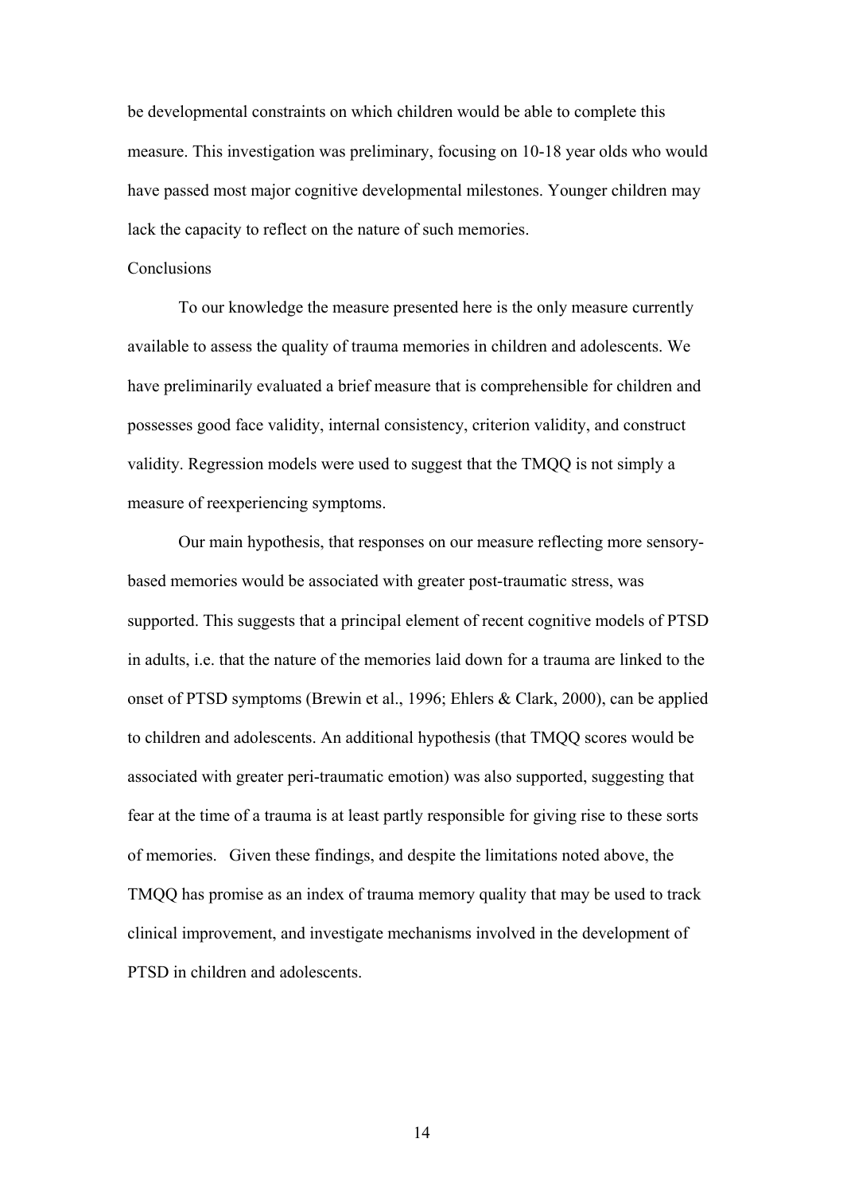be developmental constraints on which children would be able to complete this measure. This investigation was preliminary, focusing on 10-18 year olds who would have passed most major cognitive developmental milestones. Younger children may lack the capacity to reflect on the nature of such memories.

## Conclusions

To our knowledge the measure presented here is the only measure currently available to assess the quality of trauma memories in children and adolescents. We have preliminarily evaluated a brief measure that is comprehensible for children and possesses good face validity, internal consistency, criterion validity, and construct validity. Regression models were used to suggest that the TMQQ is not simply a measure of reexperiencing symptoms.

Our main hypothesis, that responses on our measure reflecting more sensory-based memories would be associated with greater post-traumatic stress, was supported. This suggests that a principal element of recent cognitive models of PTSD in adults, i.e. that the nature of the memories laid down for a trauma are linked to the onset of PTSD symptoms (Brewin et al., 1996; Ehlers & Clark, 2000), can be applied to children and adolescents. An additional hypothesis (that TMQQ scores would be associated with greater peri-traumatic emotion) was also supported, suggesting that fear at the time of a trauma is at least partly responsible for giving rise to these sorts of memories. Given these findings, and despite the limitations noted above, the TMQQ has promise as an index of trauma memory quality that may be used to track clinical improvement, and investigate mechanisms involved in the development of PTSD in children and adolescents.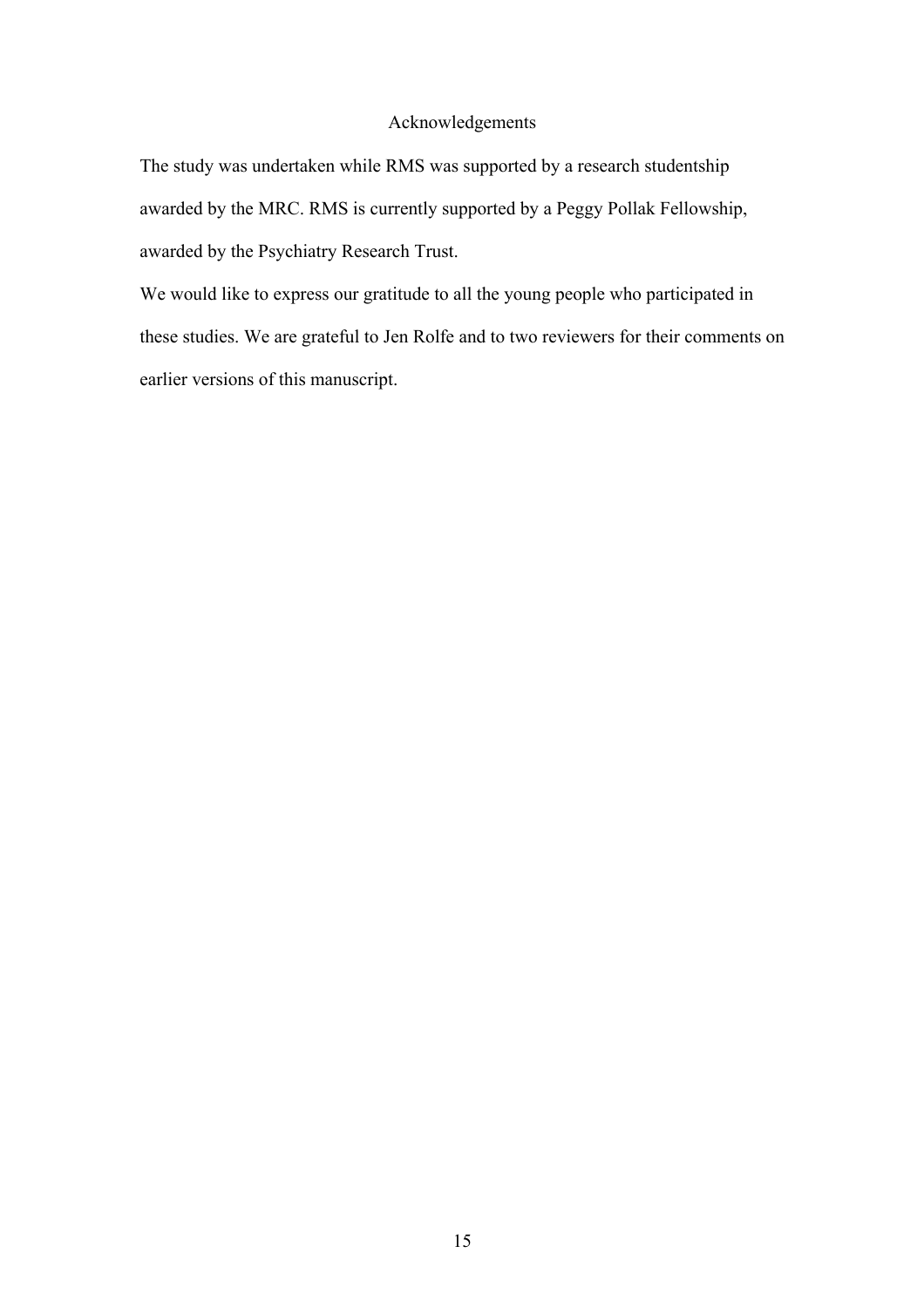## Acknowledgements

The study was undertaken while RMS was supported by a research studentship awarded by the MRC. RMS is currently supported by a Peggy Pollak Fellowship, awarded by the Psychiatry Research Trust.

We would like to express our gratitude to all the young people who participated in these studies. We are grateful to Jen Rolfe and to two reviewers for their comments on earlier versions of this manuscript.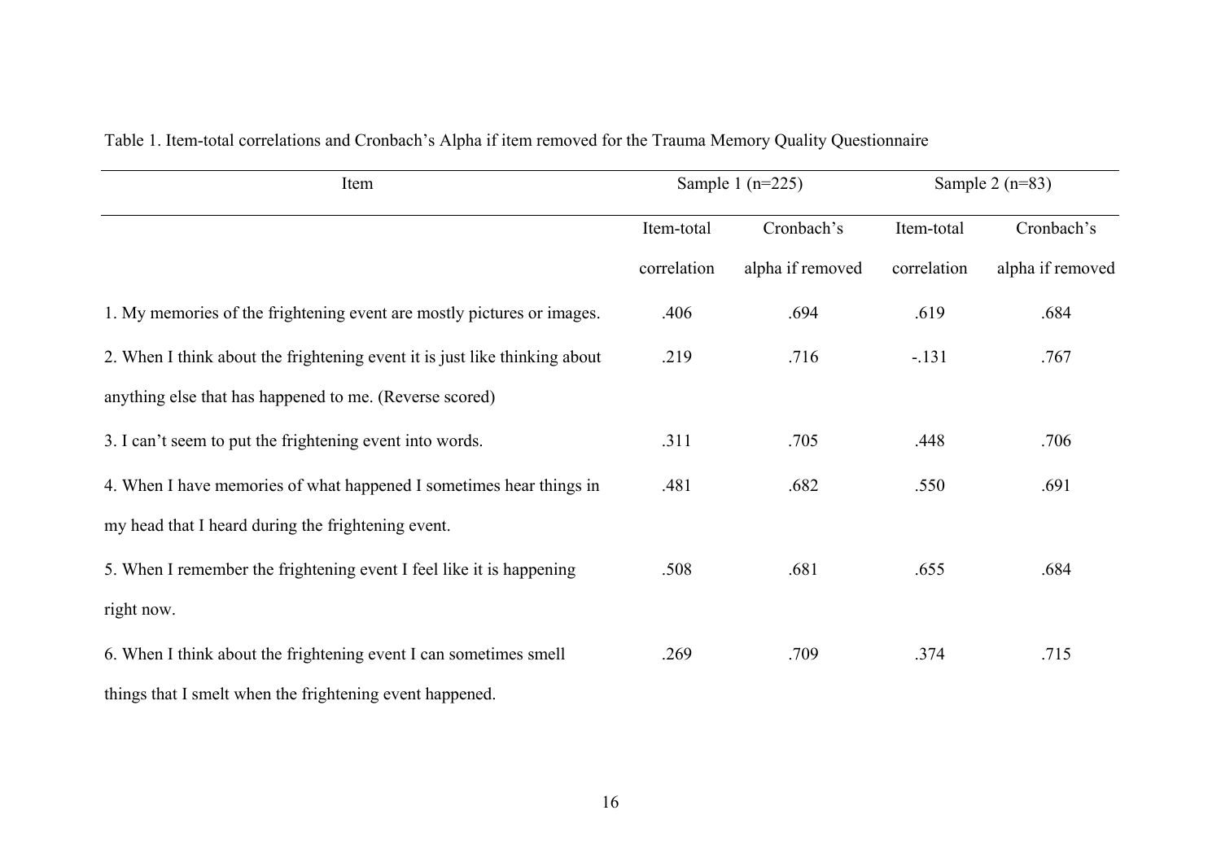Table 1. Item-total correlations and Cronbach's Alpha if item removed for the Trauma Memory Quality Questionnaire

| Item | Sample 1 (n=225) | | Sample 2 (n=83) | |
|---|---|---|---|---|
| | Item-total correlation | Cronbach's alpha if removed | Item-total correlation | Cronbach's alpha if removed |
| 1. My memories of the frightening event are mostly pictures or images. | .406 | .694 | .619 | .684 |
| 2. When I think about the frightening event it is just like thinking about anything else that has happened to me. (Reverse scored) | .219 | .716 | -.131 | .767 |
| 3. I can't seem to put the frightening event into words. | .311 | .705 | .448 | .706 |
| 4. When I have memories of what happened I sometimes hear things in my head that I heard during the frightening event. | .481 | .682 | .550 | .691 |
| 5. When I remember the frightening event I feel like it is happening right now. | .508 | .681 | .655 | .684 |
| 6. When I think about the frightening event I can sometimes smell things that I smelt when the frightening event happened. | .269 | .709 | .374 | .715 |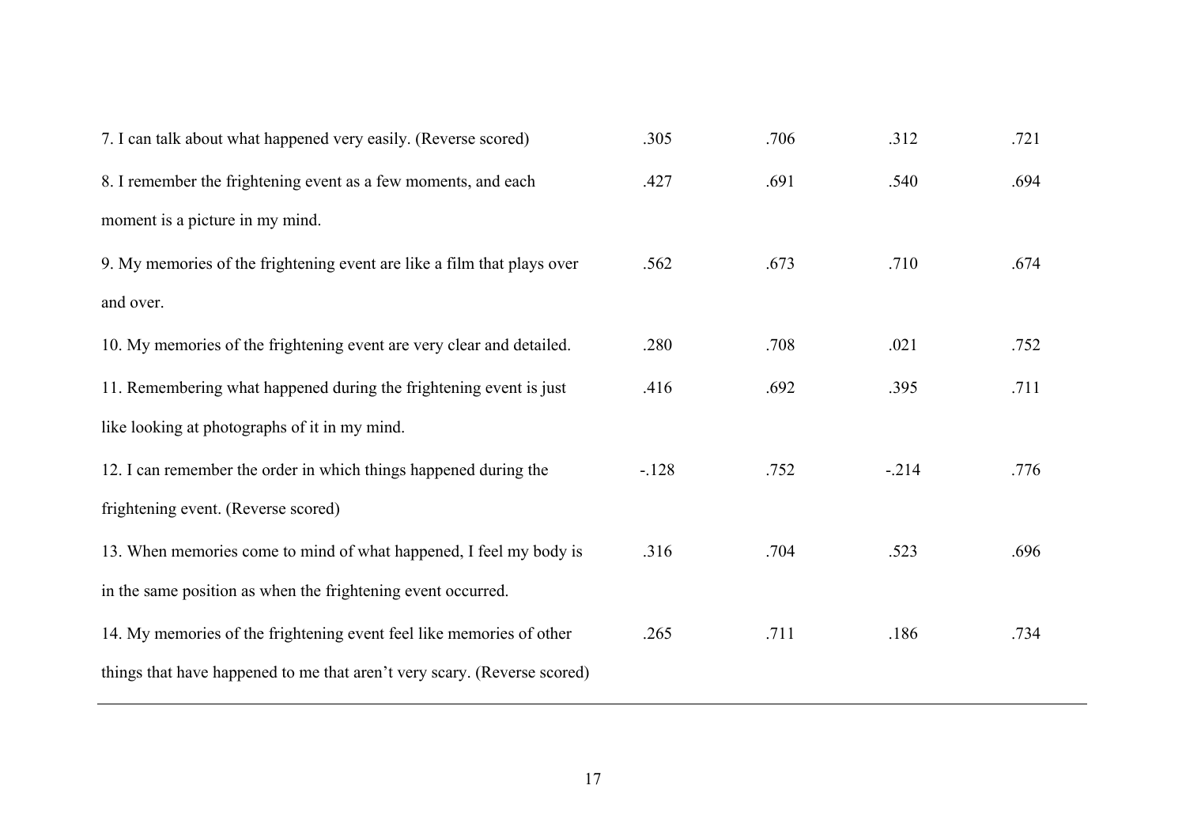| | | | | |
|---|---|---|---|---|
| 7. I can talk about what happened very easily. (Reverse scored) | .305 | .706 | .312 | .721 |
| 8. I remember the frightening event as a few moments, and each moment is a picture in my mind. | .427 | .691 | .540 | .694 |
| 9. My memories of the frightening event are like a film that plays over and over. | .562 | .673 | .710 | .674 |
| 10. My memories of the frightening event are very clear and detailed. | .280 | .708 | .021 | .752 |
| 11. Remembering what happened during the frightening event is just like looking at photographs of it in my mind. | .416 | .692 | .395 | .711 |
| 12. I can remember the order in which things happened during the frightening event. (Reverse scored) | -.128 | .752 | -.214 | .776 |
| 13. When memories come to mind of what happened, I feel my body is in the same position as when the frightening event occurred. | .316 | .704 | .523 | .696 |
| 14. My memories of the frightening event feel like memories of other things that have happened to me that aren't very scary. (Reverse scored) | .265 | .711 | .186 | .734 |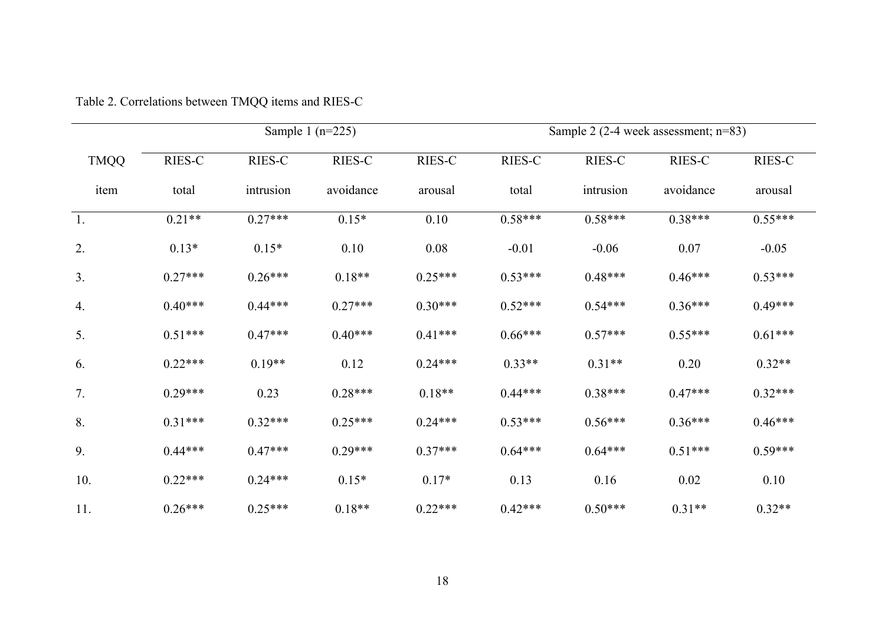Table 2. Correlations between TMQQ items and RIES-C

| | Sample 1 (n=225) | | | | Sample 2 (2-4 week assessment; n=83) | | | |
|---|---|---|---|---|---|---|---|---|
| TMQQ item | RIES-C total | RIES-C intrusion | RIES-C avoidance | RIES-C arousal | RIES-C total | RIES-C intrusion | RIES-C avoidance | RIES-C arousal |
| 1. | 0.21** | 0.27*** | 0.15* | 0.10 | 0.58*** | 0.58*** | 0.38*** | 0.55*** |
| 2. | 0.13* | 0.15* | 0.10 | 0.08 | -0.01 | -0.06 | 0.07 | -0.05 |
| 3. | 0.27*** | 0.26*** | 0.18** | 0.25*** | 0.53*** | 0.48*** | 0.46*** | 0.53*** |
| 4. | 0.40*** | 0.44*** | 0.27*** | 0.30*** | 0.52*** | 0.54*** | 0.36*** | 0.49*** |
| 5. | 0.51*** | 0.47*** | 0.40*** | 0.41*** | 0.66*** | 0.57*** | 0.55*** | 0.61*** |
| 6. | 0.22*** | 0.19** | 0.12 | 0.24*** | 0.33** | 0.31** | 0.20 | 0.32** |
| 7. | 0.29*** | 0.23 | 0.28*** | 0.18** | 0.44*** | 0.38*** | 0.47*** | 0.32*** |
| 8. | 0.31*** | 0.32*** | 0.25*** | 0.24*** | 0.53*** | 0.56*** | 0.36*** | 0.46*** |
| 9. | 0.44*** | 0.47*** | 0.29*** | 0.37*** | 0.64*** | 0.64*** | 0.51*** | 0.59*** |
| 10. | 0.22*** | 0.24*** | 0.15* | 0.17* | 0.13 | 0.16 | 0.02 | 0.10 |
| 11. | 0.26*** | 0.25*** | 0.18** | 0.22*** | 0.42*** | 0.50*** | 0.31** | 0.32** |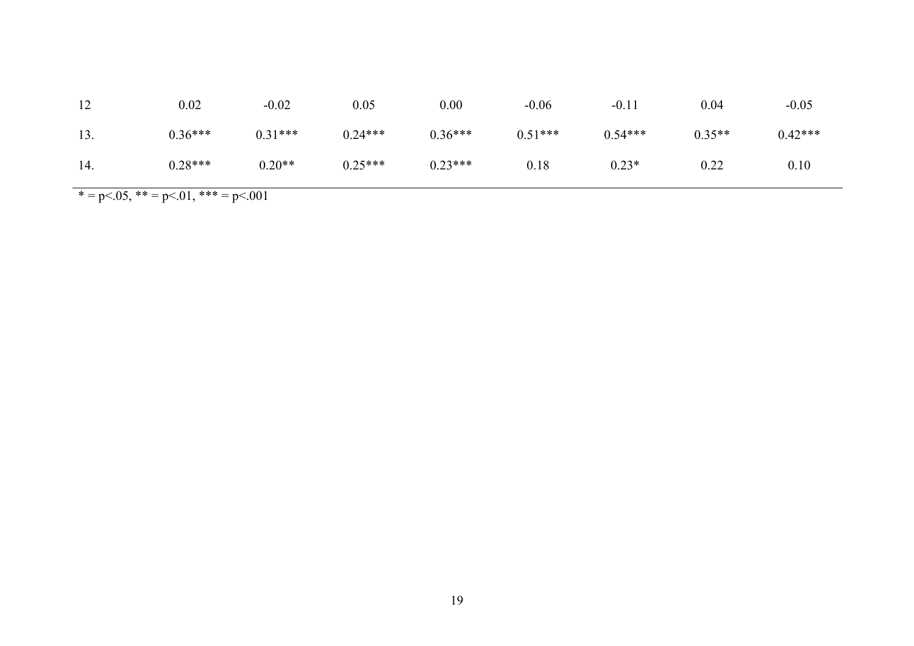| | | | | | | | | |
|---|---|---|---|---|---|---|---|---|
| 12 | 0.02 | -0.02 | 0.05 | 0.00 | -0.06 | -0.11 | 0.04 | -0.05 |
| 13. | 0.36*** | 0.31*** | 0.24*** | 0.36*** | 0.51*** | 0.54*** | 0.35** | 0.42*** |
| 14. | 0.28*** | 0.20** | 0.25*** | 0.23*** | 0.18 | 0.23* | 0.22 | 0.10 |

* = p<.05, ** = p<.01, *** = p<.001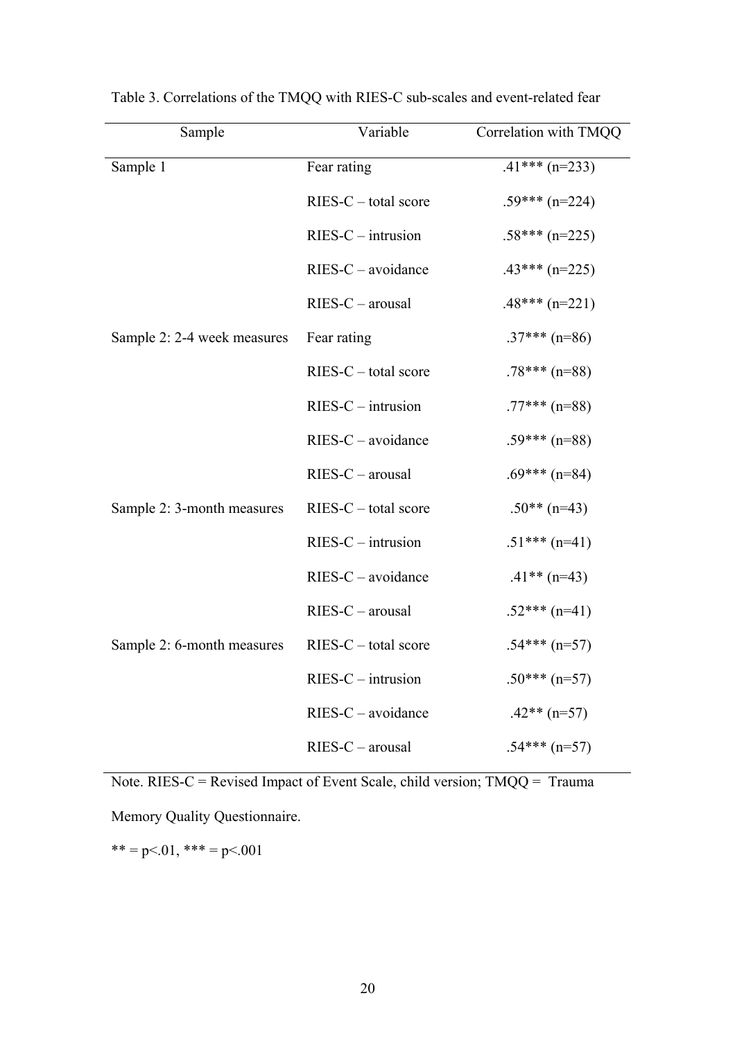Table 3. Correlations of the TMQQ with RIES-C sub-scales and event-related fear

| Sample | Variable | Correlation with TMQQ |
|---|---|---|
| Sample 1 | Fear rating | .41*** (n=233) |
| | RIES-C – total score | .59*** (n=224) |
| | RIES-C – intrusion | .58*** (n=225) |
| | RIES-C – avoidance | .43*** (n=225) |
| | RIES-C – arousal | .48*** (n=221) |
| Sample 2: 2-4 week measures | Fear rating | .37*** (n=86) |
| | RIES-C – total score | .78*** (n=88) |
| | RIES-C – intrusion | .77*** (n=88) |
| | RIES-C – avoidance | .59*** (n=88) |
| | RIES-C – arousal | .69*** (n=84) |
| Sample 2: 3-month measures | RIES-C – total score | .50** (n=43) |
| | RIES-C – intrusion | .51*** (n=41) |
| | RIES-C – avoidance | .41** (n=43) |
| | RIES-C – arousal | .52*** (n=41) |
| Sample 2: 6-month measures | RIES-C – total score | .54*** (n=57) |
| | RIES-C – intrusion | .50*** (n=57) |
| | RIES-C – avoidance | .42** (n=57) |
| | RIES-C – arousal | .54*** (n=57) |

Note. RIES-C = Revised Impact of Event Scale, child version; TMQQ = Trauma Memory Quality Questionnaire.

** = $p<.01$, *** = $p<.001$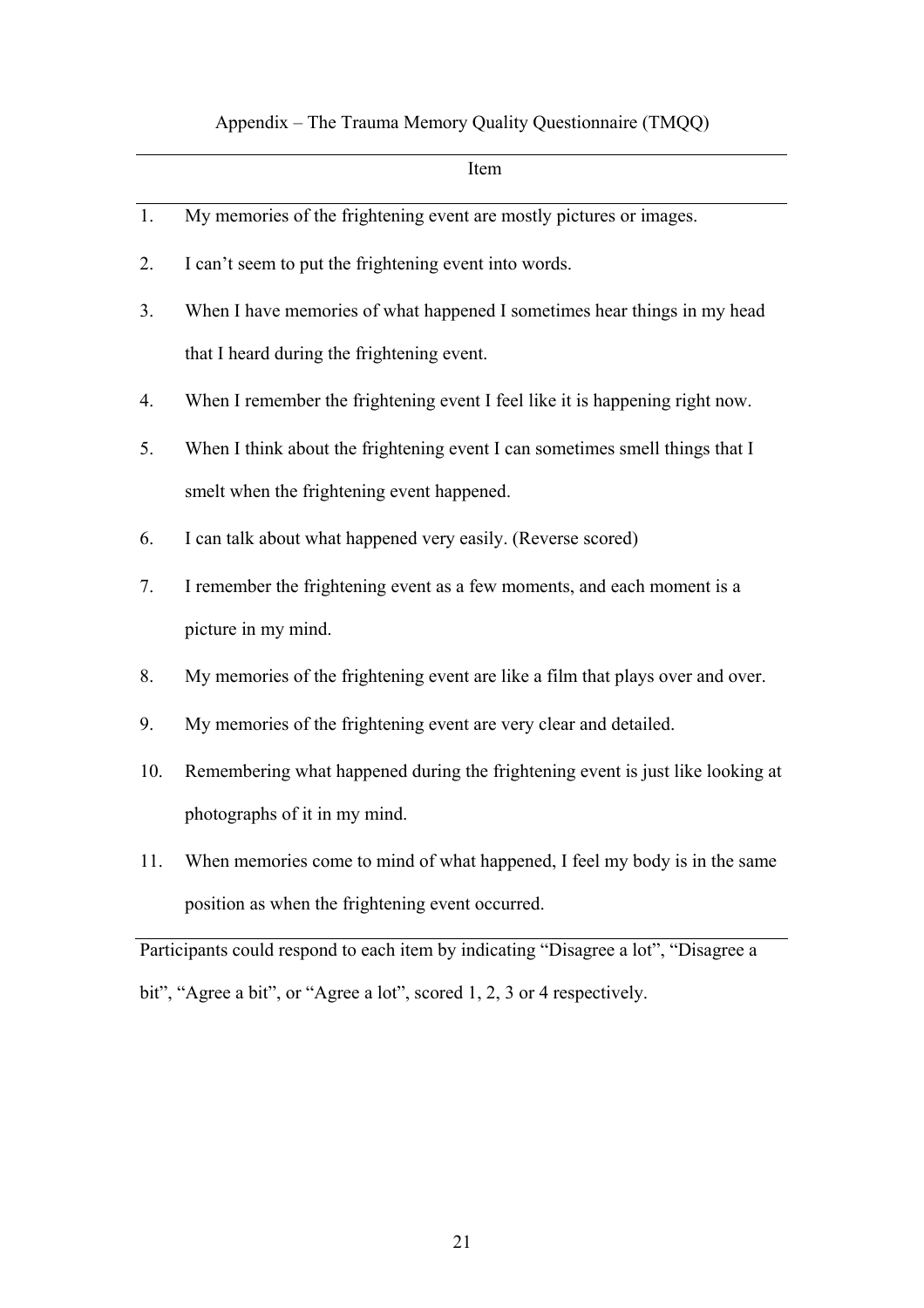Appendix – The Trauma Memory Quality Questionnaire (TMQQ)

| | Item |
| --- | --- |
| 1. | My memories of the frightening event are mostly pictures or images. |
| 2. | I can't seem to put the frightening event into words. |
| 3. | When I have memories of what happened I sometimes hear things in my head that I heard during the frightening event. |
| 4. | When I remember the frightening event I feel like it is happening right now. |
| 5. | When I think about the frightening event I can sometimes smell things that I smelt when the frightening event happened. |
| 6. | I can talk about what happened very easily. (Reverse scored) |
| 7. | I remember the frightening event as a few moments, and each moment is a picture in my mind. |
| 8. | My memories of the frightening event are like a film that plays over and over. |
| 9. | My memories of the frightening event are very clear and detailed. |
| 10. | Remembering what happened during the frightening event is just like looking at photographs of it in my mind. |
| 11. | When memories come to mind of what happened, I feel my body is in the same position as when the frightening event occurred. |

Participants could respond to each item by indicating "Disagree a lot", "Disagree a bit", "Agree a bit", or "Agree a lot", scored 1, 2, 3 or 4 respectively.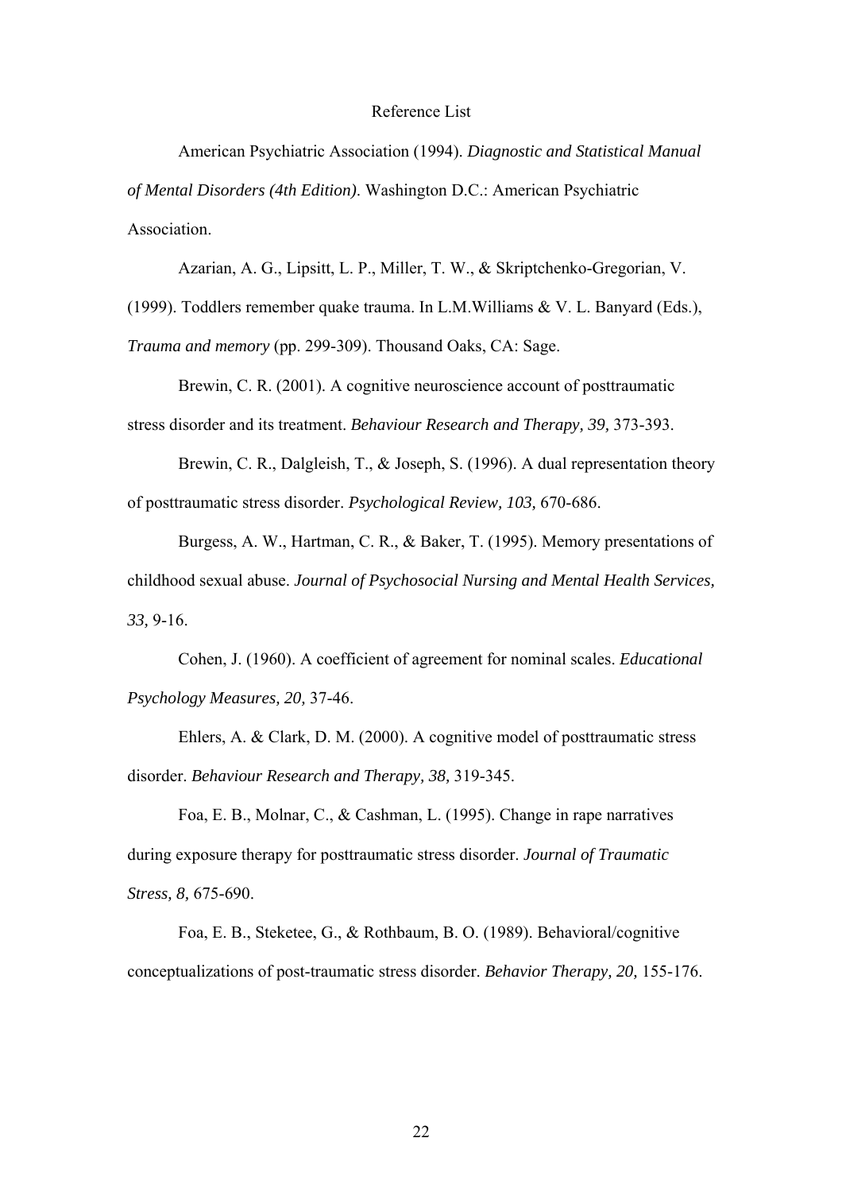# Reference List

American Psychiatric Association (1994). *Diagnostic and Statistical Manual of Mental Disorders (4th Edition)*. Washington D.C.: American Psychiatric Association.

Azarian, A. G., Lipsitt, L. P., Miller, T. W., & Skriptchenko-Gregorian, V. (1999). Toddlers remember quake trauma. In L.M.Williams & V. L. Banyard (Eds.), *Trauma and memory* (pp. 299-309). Thousand Oaks, CA: Sage.

Brewin, C. R. (2001). A cognitive neuroscience account of posttraumatic stress disorder and its treatment. *Behaviour Research and Therapy, 39,* 373-393.

Brewin, C. R., Dalgleish, T., & Joseph, S. (1996). A dual representation theory of posttraumatic stress disorder. *Psychological Review, 103,* 670-686.

Burgess, A. W., Hartman, C. R., & Baker, T. (1995). Memory presentations of childhood sexual abuse. *Journal of Psychosocial Nursing and Mental Health Services, 33,* 9-16.

Cohen, J. (1960). A coefficient of agreement for nominal scales. *Educational Psychology Measures, 20,* 37-46.

Ehlers, A. & Clark, D. M. (2000). A cognitive model of posttraumatic stress disorder. *Behaviour Research and Therapy, 38,* 319-345.

Foa, E. B., Molnar, C., & Cashman, L. (1995). Change in rape narratives during exposure therapy for posttraumatic stress disorder. *Journal of Traumatic Stress, 8,* 675-690.

Foa, E. B., Steketee, G., & Rothbaum, B. O. (1989). Behavioral/cognitive conceptualizations of post-traumatic stress disorder. *Behavior Therapy, 20,* 155-176.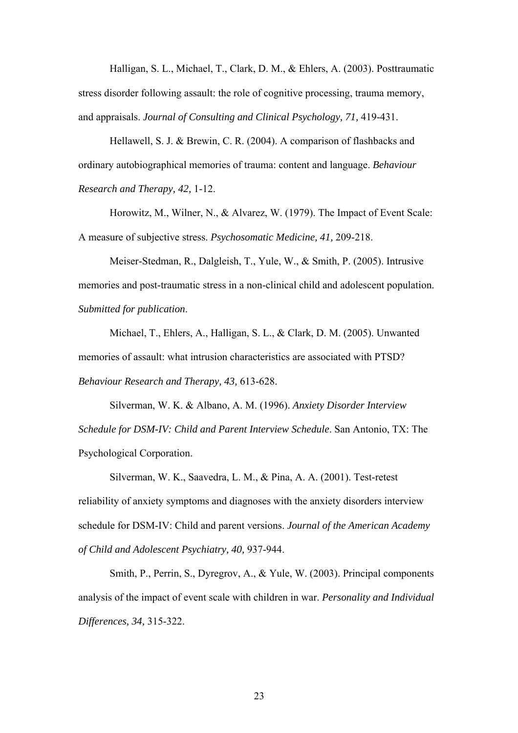Halligan, S. L., Michael, T., Clark, D. M., & Ehlers, A. (2003). Posttraumatic stress disorder following assault: the role of cognitive processing, trauma memory, and appraisals. *Journal of Consulting and Clinical Psychology, 71,* 419-431.

Hellawell, S. J. & Brewin, C. R. (2004). A comparison of flashbacks and ordinary autobiographical memories of trauma: content and language. *Behaviour Research and Therapy, 42,* 1-12.

Horowitz, M., Wilner, N., & Alvarez, W. (1979). The Impact of Event Scale: A measure of subjective stress. *Psychosomatic Medicine, 41,* 209-218.

Meiser-Stedman, R., Dalgleish, T., Yule, W., & Smith, P. (2005). Intrusive memories and post-traumatic stress in a non-clinical child and adolescent population. *Submitted for publication*.

Michael, T., Ehlers, A., Halligan, S. L., & Clark, D. M. (2005). Unwanted memories of assault: what intrusion characteristics are associated with PTSD? *Behaviour Research and Therapy, 43,* 613-628.

Silverman, W. K. & Albano, A. M. (1996). *Anxiety Disorder Interview Schedule for DSM-IV: Child and Parent Interview Schedule*. San Antonio, TX: The Psychological Corporation.

Silverman, W. K., Saavedra, L. M., & Pina, A. A. (2001). Test-retest reliability of anxiety symptoms and diagnoses with the anxiety disorders interview schedule for DSM-IV: Child and parent versions. *Journal of the American Academy of Child and Adolescent Psychiatry, 40,* 937-944.

Smith, P., Perrin, S., Dyregrov, A., & Yule, W. (2003). Principal components analysis of the impact of event scale with children in war. *Personality and Individual Differences, 34,* 315-322.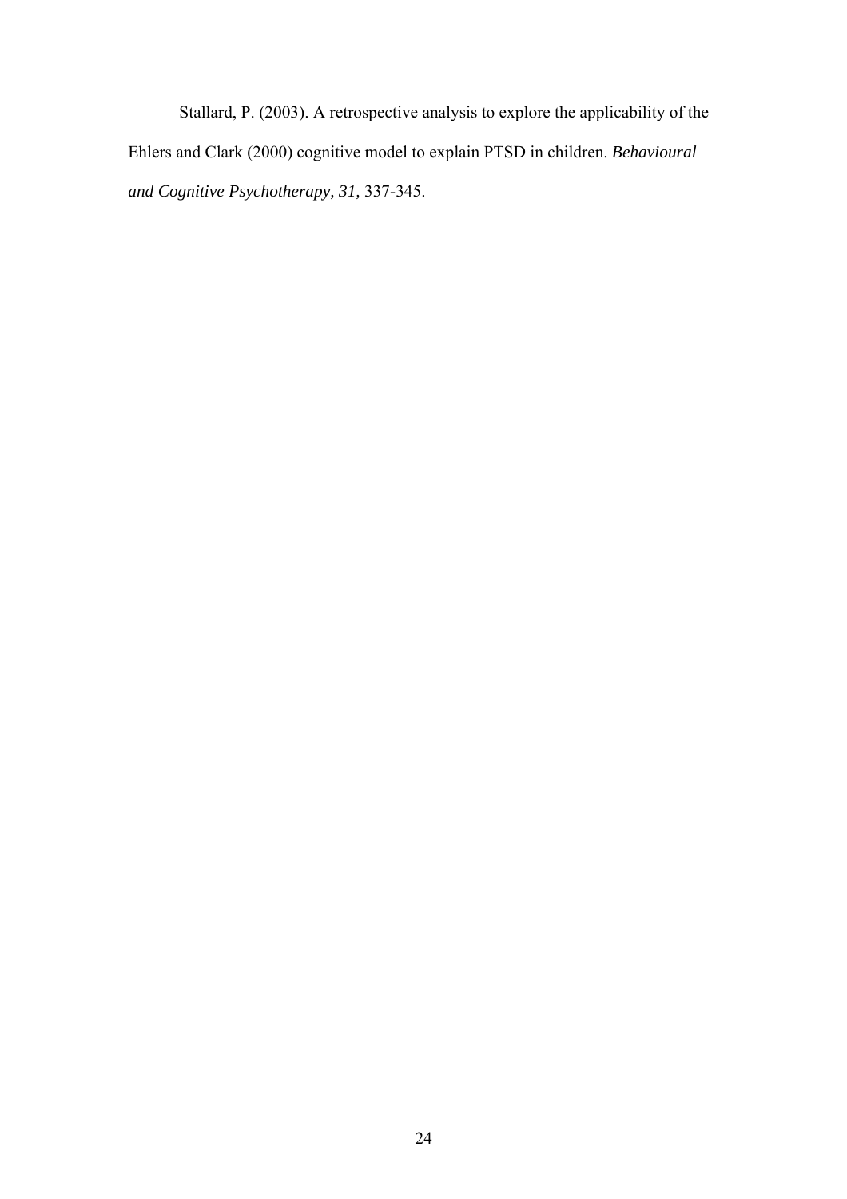Stallard, P. (2003). A retrospective analysis to explore the applicability of the Ehlers and Clark (2000) cognitive model to explain PTSD in children. *Behavioural and Cognitive Psychotherapy, 31,* 337-345.